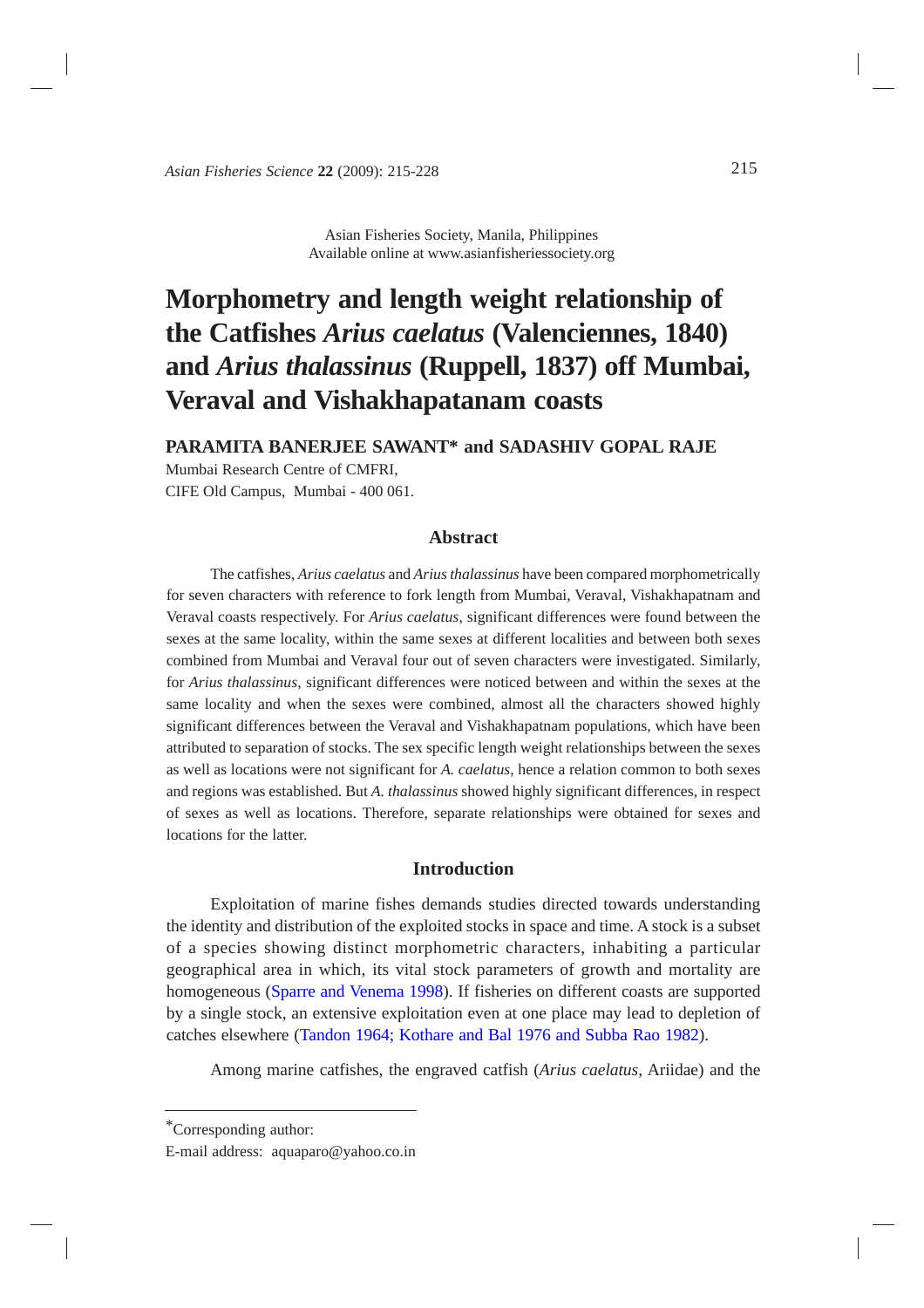Asian Fisheries Society, Manila, Philippines
Available online at www.asianfisheriessociety.org

# Morphometry and length weight relationship of the Catfishes *Arius caelatus* (Valenciennes, 1840) and *Arius thalassinus* (Ruppell, 1837) off Mumbai, Veraval and Vishakhapatanam coasts

**PARAMITA BANERJEE SAWANT* and SADASHIV GOPAL RAJE**

Mumbai Research Centre of CMFRI,
CIFE Old Campus, Mumbai - 400 061.

## Abstract

The catfishes, *Arius caelatus* and *Arius thalassinus* have been compared morphometrically for seven characters with reference to fork length from Mumbai, Veraval, Vishakhapatnam and Veraval coasts respectively. For *Arius caelatus*, significant differences were found between the sexes at the same locality, within the same sexes at different localities and between both sexes combined from Mumbai and Veraval four out of seven characters were investigated. Similarly, for *Arius thalassinus*, significant differences were noticed between and within the sexes at the same locality and when the sexes were combined, almost all the characters showed highly significant differences between the Veraval and Vishakhapatnam populations, which have been attributed to separation of stocks. The sex specific length weight relationships between the sexes as well as locations were not significant for *A. caelatus*, hence a relation common to both sexes and regions was established. But *A. thalassinus* showed highly significant differences, in respect of sexes as well as locations. Therefore, separate relationships were obtained for sexes and locations for the latter.

## Introduction

Exploitation of marine fishes demands studies directed towards understanding the identity and distribution of the exploited stocks in space and time. A stock is a subset of a species showing distinct morphometric characters, inhabiting a particular geographical area in which, its vital stock parameters of growth and mortality are homogeneous (Sparre and Venema 1998). If fisheries on different coasts are supported by a single stock, an extensive exploitation even at one place may lead to depletion of catches elsewhere (Tandon 1964; Kothare and Bal 1976 and Subba Rao 1982).

Among marine catfishes, the engraved catfish (*Arius caelatus*, Ariidae) and the

---

*Corresponding author:
E-mail address: aquaparo@yahoo.co.in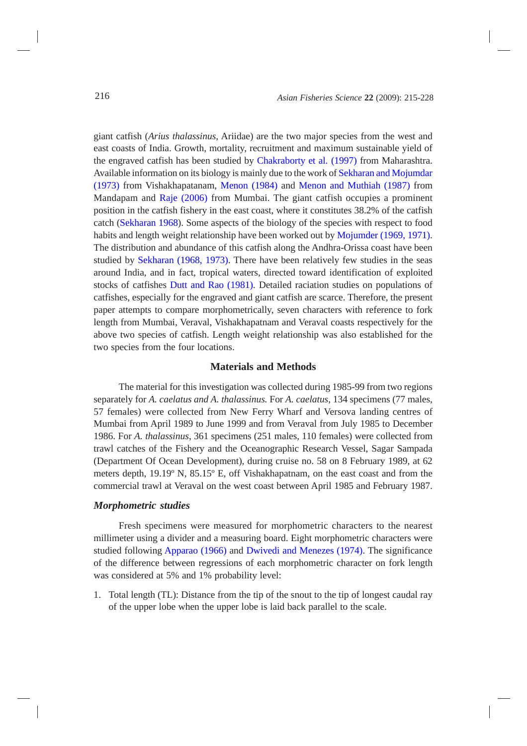giant catfish (*Arius thalassinus*, Ariidae) are the two major species from the west and east coasts of India. Growth, mortality, recruitment and maximum sustainable yield of the engraved catfish has been studied by Chakraborty et al. (1997) from Maharashtra. Available information on its biology is mainly due to the work of Sekharan and Mojumdar (1973) from Vishakhapatanam, Menon (1984) and Menon and Muthiah (1987) from Mandapam and Raje (2006) from Mumbai. The giant catfish occupies a prominent position in the catfish fishery in the east coast, where it constitutes 38.2% of the catfish catch (Sekharan 1968). Some aspects of the biology of the species with respect to food habits and length weight relationship have been worked out by Mojumder (1969, 1971). The distribution and abundance of this catfish along the Andhra-Orissa coast have been studied by Sekharan (1968, 1973). There have been relatively few studies in the seas around India, and in fact, tropical waters, directed toward identification of exploited stocks of catfishes Dutt and Rao (1981). Detailed raciation studies on populations of catfishes, especially for the engraved and giant catfish are scarce. Therefore, the present paper attempts to compare morphometrically, seven characters with reference to fork length from Mumbai, Veraval, Vishakhapatnam and Veraval coasts respectively for the above two species of catfish. Length weight relationship was also established for the two species from the four locations.

## Materials and Methods

The material for this investigation was collected during 1985-99 from two regions separately for *A. caelatus and A. thalassinus.* For *A. caelatus*, 134 specimens (77 males, 57 females) were collected from New Ferry Wharf and Versova landing centres of Mumbai from April 1989 to June 1999 and from Veraval from July 1985 to December 1986. For *A. thalassinus*, 361 specimens (251 males, 110 females) were collected from trawl catches of the Fishery and the Oceanographic Research Vessel, Sagar Sampada (Department Of Ocean Development), during cruise no. 58 on 8 February 1989, at 62 meters depth, 19.19º N, 85.15º E, off Vishakhapatnam, on the east coast and from the commercial trawl at Veraval on the west coast between April 1985 and February 1987.

### *Morphometric studies*

Fresh specimens were measured for morphometric characters to the nearest millimeter using a divider and a measuring board. Eight morphometric characters were studied following Apparao (1966) and Dwivedi and Menezes (1974). The significance of the difference between regressions of each morphometric character on fork length was considered at 5% and 1% probability level:

1. Total length (TL): Distance from the tip of the snout to the tip of longest caudal ray of the upper lobe when the upper lobe is laid back parallel to the scale.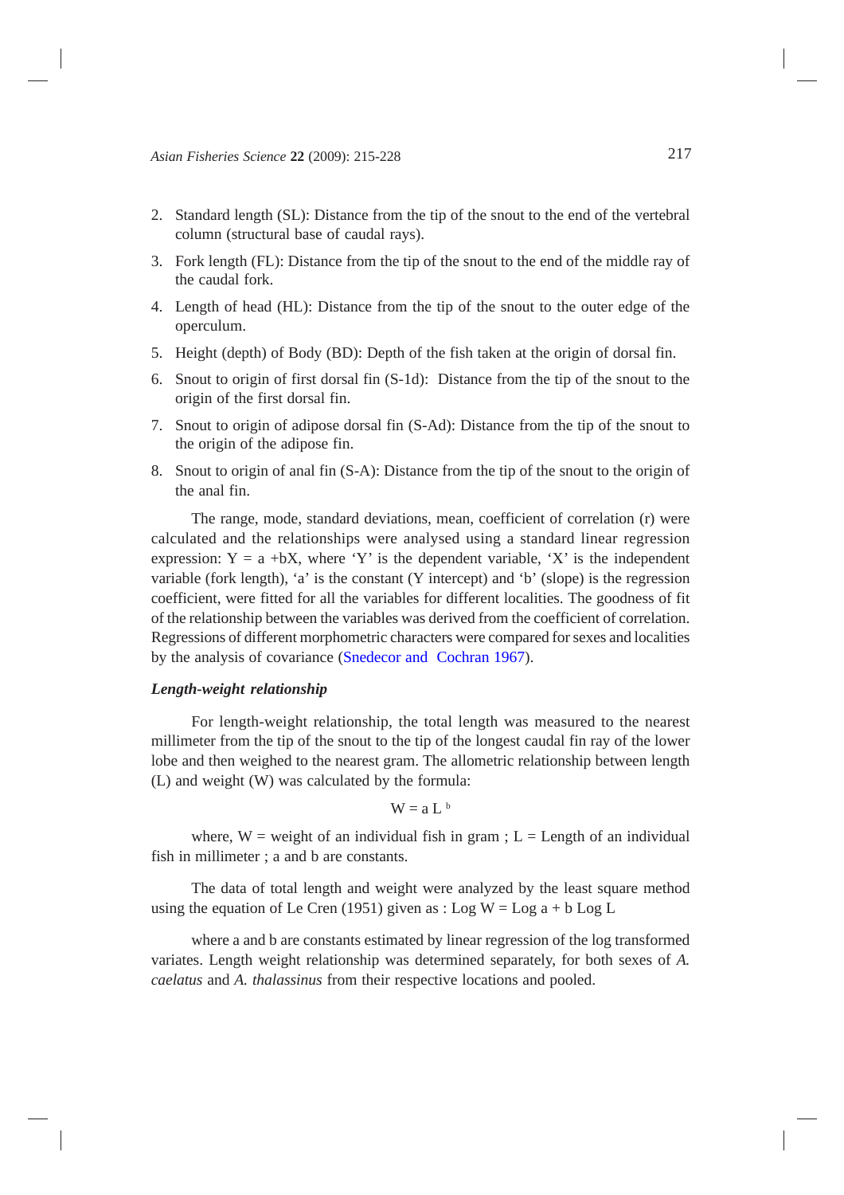2. Standard length (SL): Distance from the tip of the snout to the end of the vertebral column (structural base of caudal rays).
3. Fork length (FL): Distance from the tip of the snout to the end of the middle ray of the caudal fork.
4. Length of head (HL): Distance from the tip of the snout to the outer edge of the operculum.
5. Height (depth) of Body (BD): Depth of the fish taken at the origin of dorsal fin.
6. Snout to origin of first dorsal fin (S-1d): Distance from the tip of the snout to the origin of the first dorsal fin.
7. Snout to origin of adipose dorsal fin (S-Ad): Distance from the tip of the snout to the origin of the adipose fin.
8. Snout to origin of anal fin (S-A): Distance from the tip of the snout to the origin of the anal fin.

The range, mode, standard deviations, mean, coefficient of correlation (r) were calculated and the relationships were analysed using a standard linear regression expression: $Y = a + bX$, where 'Y' is the dependent variable, 'X' is the independent variable (fork length), 'a' is the constant (Y intercept) and 'b' (slope) is the regression coefficient, were fitted for all the variables for different localities. The goodness of fit of the relationship between the variables was derived from the coefficient of correlation. Regressions of different morphometric characters were compared for sexes and localities by the analysis of covariance (Snedecor and Cochran 1967).

***Length-weight relationship***

For length-weight relationship, the total length was measured to the nearest millimeter from the tip of the snout to the tip of the longest caudal fin ray of the lower lobe and then weighed to the nearest gram. The allometric relationship between length (L) and weight (W) was calculated by the formula:

$$W = a L^{b}$$

where, W = weight of an individual fish in gram ; L = Length of an individual fish in millimeter ; a and b are constants.

The data of total length and weight were analyzed by the least square method using the equation of Le Cren (1951) given as : $\text{Log } W = \text{Log } a + b \text{ Log } L$

where a and b are constants estimated by linear regression of the log transformed variates. Length weight relationship was determined separately, for both sexes of *A. caelatus* and *A. thalassinus* from their respective locations and pooled.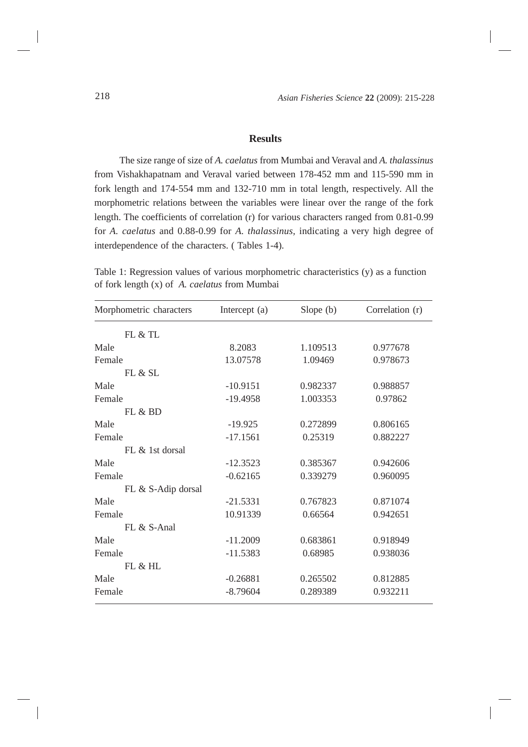## Results

The size range of size of *A. caelatus* from Mumbai and Veraval and *A. thalassinus* from Vishakhapatnam and Veraval varied between 178-452 mm and 115-590 mm in fork length and 174-554 mm and 132-710 mm in total length, respectively. All the morphometric relations between the variables were linear over the range of the fork length. The coefficients of correlation (r) for various characters ranged from 0.81-0.99 for *A. caelatus* and 0.88-0.99 for *A. thalassinus*, indicating a very high degree of interdependence of the characters. ( Tables 1-4).

Table 1: Regression values of various morphometric characteristics (y) as a function of fork length (x) of *A. caelatus* from Mumbai

| Morphometric characters | Intercept (a) | Slope (b) | Correlation (r) |
|---|---|---|---|
| FL & TL | | | |
| Male | 8.2083 | 1.109513 | 0.977678 |
| Female | 13.07578 | 1.09469 | 0.978673 |
| FL & SL | | | |
| Male | -10.9151 | 0.982337 | 0.988857 |
| Female | -19.4958 | 1.003353 | 0.97862 |
| FL & BD | | | |
| Male | -19.925 | 0.272899 | 0.806165 |
| Female | -17.1561 | 0.25319 | 0.882227 |
| FL & 1st dorsal | | | |
| Male | -12.3523 | 0.385367 | 0.942606 |
| Female | -0.62165 | 0.339279 | 0.960095 |
| FL & S-Adip dorsal | | | |
| Male | -21.5331 | 0.767823 | 0.871074 |
| Female | 10.91339 | 0.66564 | 0.942651 |
| FL & S-Anal | | | |
| Male | -11.2009 | 0.683861 | 0.918949 |
| Female | -11.5383 | 0.68985 | 0.938036 |
| FL & HL | | | |
| Male | -0.26881 | 0.265502 | 0.812885 |
| Female | -8.79604 | 0.289389 | 0.932211 |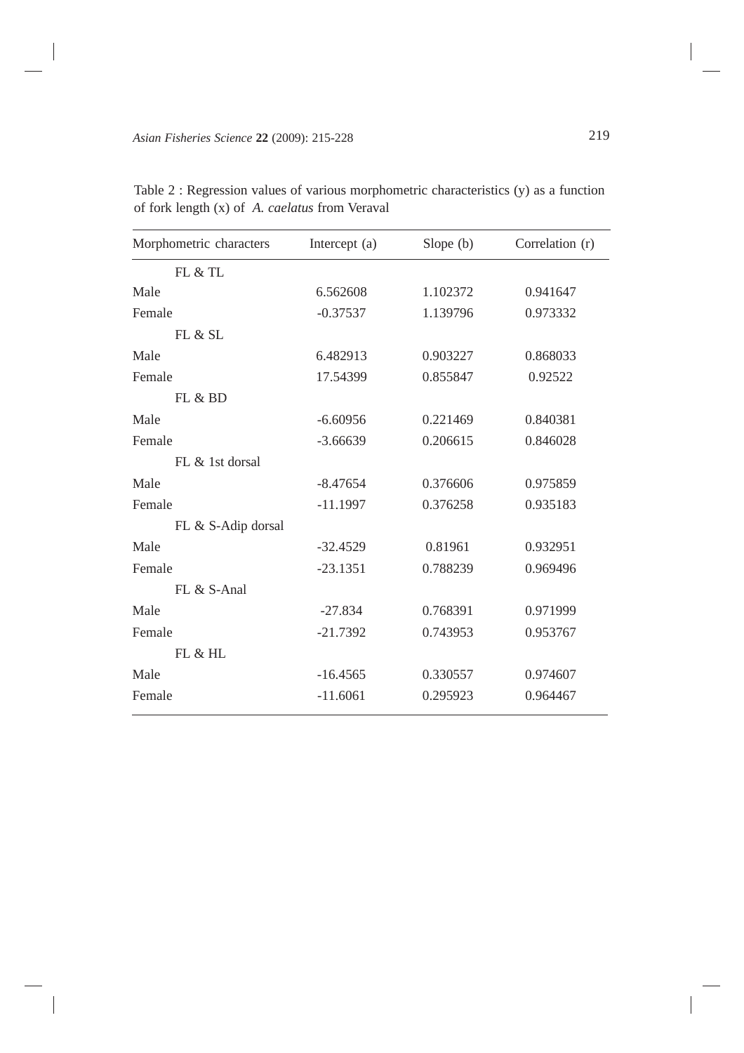Table 2 : Regression values of various morphometric characteristics (y) as a function of fork length (x) of *A. caelatus* from Veraval

| Morphometric characters | Intercept (a) | Slope (b) | Correlation (r) |
|---|---|---|---|
| FL & TL | | | |
| Male | 6.562608 | 1.102372 | 0.941647 |
| Female | -0.37537 | 1.139796 | 0.973332 |
| FL & SL | | | |
| Male | 6.482913 | 0.903227 | 0.868033 |
| Female | 17.54399 | 0.855847 | 0.92522 |
| FL & BD | | | |
| Male | -6.60956 | 0.221469 | 0.840381 |
| Female | -3.66639 | 0.206615 | 0.846028 |
| FL & 1st dorsal | | | |
| Male | -8.47654 | 0.376606 | 0.975859 |
| Female | -11.1997 | 0.376258 | 0.935183 |
| FL & S-Adip dorsal | | | |
| Male | -32.4529 | 0.81961 | 0.932951 |
| Female | -23.1351 | 0.788239 | 0.969496 |
| FL & S-Anal | | | |
| Male | -27.834 | 0.768391 | 0.971999 |
| Female | -21.7392 | 0.743953 | 0.953767 |
| FL & HL | | | |
| Male | -16.4565 | 0.330557 | 0.974607 |
| Female | -11.6061 | 0.295923 | 0.964467 |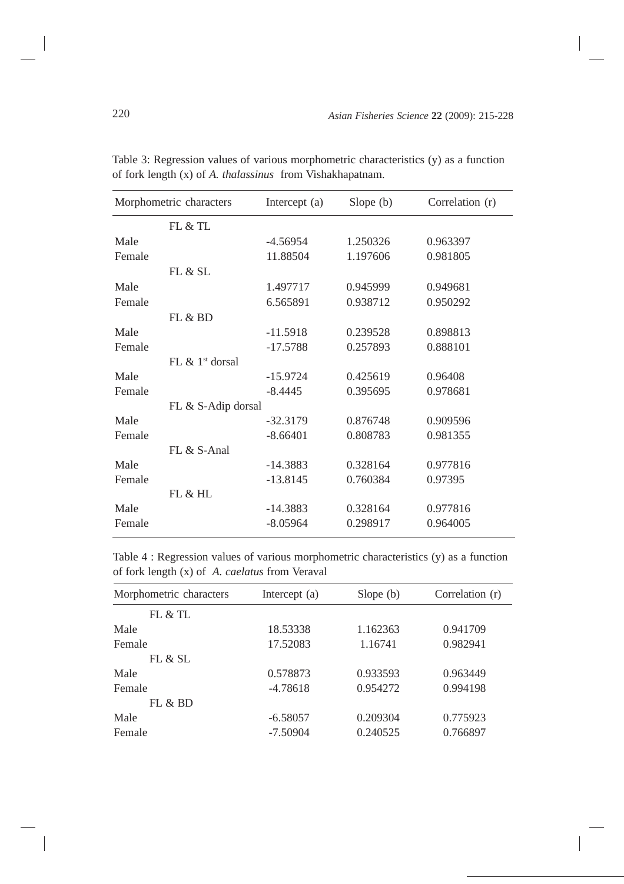Table 3: Regression values of various morphometric characteristics (y) as a function of fork length (x) of *A. thalassinus* from Vishakhapatnam.

| Morphometric characters | Intercept (a) | Slope (b) | Correlation (r) |
|---|---|---|---|
| FL & TL | | | |
| Male | -4.56954 | 1.250326 | 0.963397 |
| Female | 11.88504 | 1.197606 | 0.981805 |
| FL & SL | | | |
| Male | 1.497717 | 0.945999 | 0.949681 |
| Female | 6.565891 | 0.938712 | 0.950292 |
| FL & BD | | | |
| Male | -11.5918 | 0.239528 | 0.898813 |
| Female | -17.5788 | 0.257893 | 0.888101 |
| FL & 1st dorsal | | | |
| Male | -15.9724 | 0.425619 | 0.96408 |
| Female | -8.4445 | 0.395695 | 0.978681 |
| FL & S-Adip dorsal | | | |
| Male | -32.3179 | 0.876748 | 0.909596 |
| Female | -8.66401 | 0.808783 | 0.981355 |
| FL & S-Anal | | | |
| Male | -14.3883 | 0.328164 | 0.977816 |
| Female | -13.8145 | 0.760384 | 0.97395 |
| FL & HL | | | |
| Male | -14.3883 | 0.328164 | 0.977816 |
| Female | -8.05964 | 0.298917 | 0.964005 |

Table 4 : Regression values of various morphometric characteristics (y) as a function of fork length (x) of *A. caelatus* from Veraval

| Morphometric characters | Intercept (a) | Slope (b) | Correlation (r) |
|---|---|---|---|
| FL & TL | | | |
| Male | 18.53338 | 1.162363 | 0.941709 |
| Female | 17.52083 | 1.16741 | 0.982941 |
| FL & SL | | | |
| Male | 0.578873 | 0.933593 | 0.963449 |
| Female | -4.78618 | 0.954272 | 0.994198 |
| FL & BD | | | |
| Male | -6.58057 | 0.209304 | 0.775923 |
| Female | -7.50904 | 0.240525 | 0.766897 |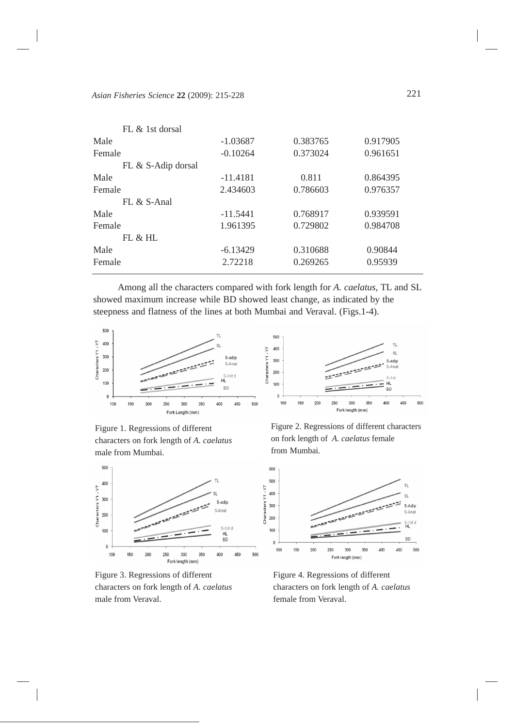| | | | |
|---|---|---|---|
| FL & 1st dorsal | | | |
| Male | -1.03687 | 0.383765 | 0.917905 |
| Female | -0.10264 | 0.373024 | 0.961651 |
| FL & S-Adip dorsal | | | |
| Male | -11.4181 | 0.811 | 0.864395 |
| Female | 2.434603 | 0.786603 | 0.976357 |
| FL & S-Anal | | | |
| Male | -11.5441 | 0.768917 | 0.939591 |
| Female | 1.961395 | 0.729802 | 0.984708 |
| FL & HL | | | |
| Male | -6.13429 | 0.310688 | 0.90844 |
| Female | 2.72218 | 0.269265 | 0.95939 |

Among all the characters compared with fork length for *A. caelatus,* TL and SL showed maximum increase while BD showed least change, as indicated by the steepness and flatness of the lines at both Mumbai and Veraval. (Figs.1-4).

Figure 1. Regressions of different characters on fork length of *A. caelatus* male from Mumbai.

Figure 2. Regressions of different characters on fork length of *A. caelatus* female from Mumbai.

Figure 3. Regressions of different characters on fork length of *A. caelatus* male from Veraval.

Figure 4. Regressions of different characters on fork length of *A. caelatus* female from Veraval.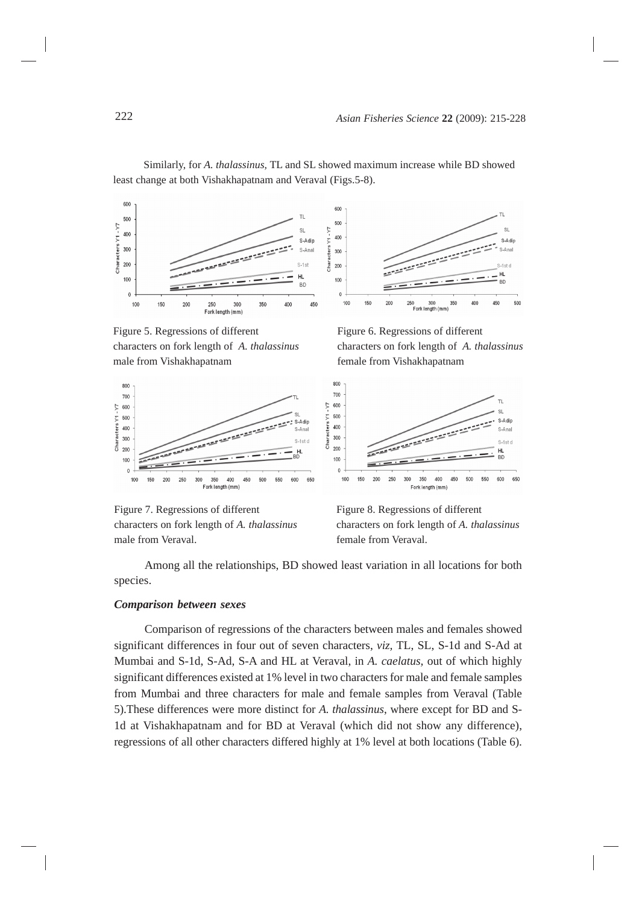Similarly, for *A. thalassinus,* TL and SL showed maximum increase while BD showed least change at both Vishakhapatnam and Veraval (Figs.5-8).

Figure 5. Regressions of different characters on fork length of *A. thalassinus* male from Vishakhapatnam

Figure 6. Regressions of different characters on fork length of *A. thalassinus* female from Vishakhapatnam

Figure 7. Regressions of different characters on fork length of *A. thalassinus* male from Veraval.

Figure 8. Regressions of different characters on fork length of *A. thalassinus* female from Veraval.

Among all the relationships, BD showed least variation in all locations for both species.

***Comparison between sexes***

Comparison of regressions of the characters between males and females showed significant differences in four out of seven characters, *viz,* TL, SL, S-1d and S-Ad at Mumbai and S-1d, S-Ad, S-A and HL at Veraval, in *A. caelatus,* out of which highly significant differences existed at 1% level in two characters for male and female samples from Mumbai and three characters for male and female samples from Veraval (Table 5).These differences were more distinct for *A. thalassinus*, where except for BD and S-1d at Vishakhapatnam and for BD at Veraval (which did not show any difference), regressions of all other characters differed highly at 1% level at both locations (Table 6).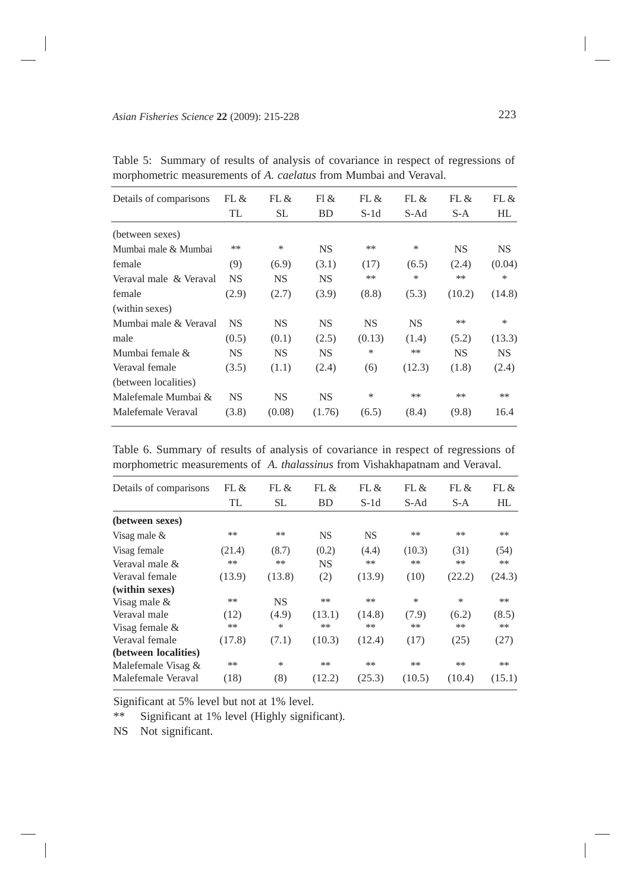Table 5: Summary of results of analysis of covariance in respect of regressions of morphometric measurements of *A. caelatus* from Mumbai and Veraval.

| Details of comparisons | FL & TL | FL & SL | Fl & BD | FL & S-1d | FL & S-Ad | FL & S-A | FL & HL |
|---|---|---|---|---|---|---|---|
| (between sexes) | | | | | | | |
| Mumbai male & Mumbai | ** | * | NS | ** | * | NS | NS |
| female | (9) | (6.9) | (3.1) | (17) | (6.5) | (2.4) | (0.04) |
| Veraval male & Veraval | NS | NS | NS | ** | * | ** | * |
| female | (2.9) | (2.7) | (3.9) | (8.8) | (5.3) | (10.2) | (14.8) |
| (within sexes) | | | | | | | |
| Mumbai male & Veraval | NS | NS | NS | NS | NS | ** | * |
| male | (0.5) | (0.1) | (2.5) | (0.13) | (1.4) | (5.2) | (13.3) |
| Mumbai female & | NS | NS | NS | * | ** | NS | NS |
| Veraval female | (3.5) | (1.1) | (2.4) | (6) | (12.3) | (1.8) | (2.4) |
| (between localities) | | | | | | | |
| Malefemale Mumbai & | NS | NS | NS | * | ** | ** | ** |
| Malefemale Veraval | (3.8) | (0.08) | (1.76) | (6.5) | (8.4) | (9.8) | 16.4 |

Table 6. Summary of results of analysis of covariance in respect of regressions of morphometric measurements of *A. thalassinus* from Vishakhapatnam and Veraval.

| Details of comparisons | FL & TL | FL & SL | FL & BD | FL & S-1d | FL & S-Ad | FL & S-A | FL & HL |
|---|---|---|---|---|---|---|---|
| **(between sexes)** | | | | | | | |
| Visag male & | ** | ** | NS | NS | ** | ** | ** |
| Visag female | (21.4) | (8.7) | (0.2) | (4.4) | (10.3) | (31) | (54) |
| Veraval male & | ** | ** | NS | ** | ** | ** | ** |
| Veraval female | (13.9) | (13.8) | (2) | (13.9) | (10) | (22.2) | (24.3) |
| **(within sexes)** | | | | | | | |
| Visag male & | ** | NS | ** | ** | * | * | ** |
| Veraval male | (12) | (4.9) | (13.1) | (14.8) | (7.9) | (6.2) | (8.5) |
| Visag female & | ** | * | ** | ** | ** | ** | ** |
| Veraval female | (17.8) | (7.1) | (10.3) | (12.4) | (17) | (25) | (27) |
| **(between localities)** | | | | | | | |
| Malefemale Visag & | ** | * | ** | ** | ** | ** | ** |
| Malefemale Veraval | (18) | (8) | (12.2) | (25.3) | (10.5) | (10.4) | (15.1) |

Significant at 5% level but not at 1% level.

** Significant at 1% level (Highly significant).

NS Not significant.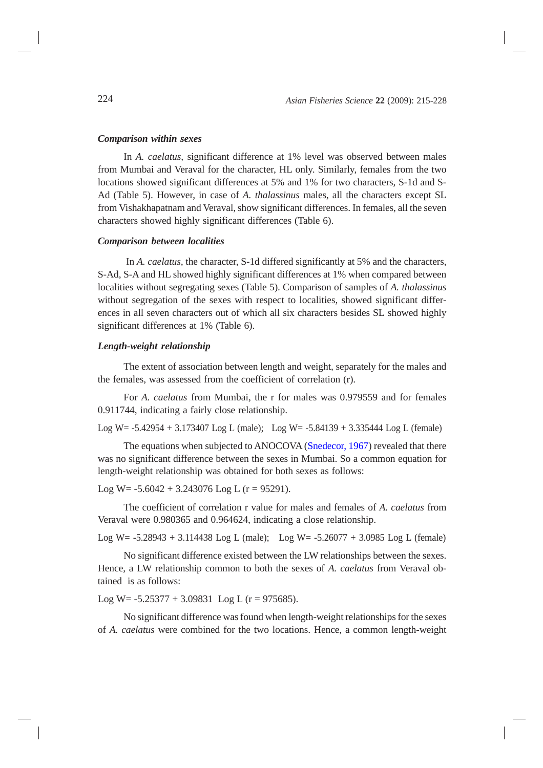### *Comparison within sexes*

In *A. caelatus*, significant difference at 1% level was observed between males from Mumbai and Veraval for the character, HL only. Similarly, females from the two locations showed significant differences at 5% and 1% for two characters, S-1d and S-Ad (Table 5). However, in case of *A. thalassinus* males, all the characters except SL from Vishakhapatnam and Veraval, show significant differences. In females, all the seven characters showed highly significant differences (Table 6).

### *Comparison between localities*

In *A. caelatus*, the character, S-1d differed significantly at 5% and the characters, S-Ad, S-A and HL showed highly significant differences at 1% when compared between localities without segregating sexes (Table 5). Comparison of samples of *A. thalassinus* without segregation of the sexes with respect to localities, showed significant differences in all seven characters out of which all six characters besides SL showed highly significant differences at 1% (Table 6).

### *Length-weight relationship*

The extent of association between length and weight, separately for the males and the females, was assessed from the coefficient of correlation (r).

For *A. caelatus* from Mumbai, the r for males was 0.979559 and for females 0.911744, indicating a fairly close relationship.

$\text{Log W} = -5.42954 + 3.173407 \text{ Log L}$ (male); $\text{Log W} = -5.84139 + 3.335444 \text{ Log L}$ (female)

The equations when subjected to ANOCOVA (Snedecor, 1967) revealed that there was no significant difference between the sexes in Mumbai. So a common equation for length-weight relationship was obtained for both sexes as follows:

$\text{Log W} = -5.6042 + 3.243076 \text{ Log L}$ ($r = 95291$).

The coefficient of correlation r value for males and females of *A. caelatus* from Veraval were 0.980365 and 0.964624, indicating a close relationship.

$\text{Log W} = -5.28943 + 3.114438 \text{ Log L}$ (male); $\text{Log W} = -5.26077 + 3.0985 \text{ Log L}$ (female)

No significant difference existed between the LW relationships between the sexes. Hence, a LW relationship common to both the sexes of *A. caelatus* from Veraval obtained is as follows:

$\text{Log W} = -5.25377 + 3.09831 \text{ Log L}$ ($r = 975685$).

No significant difference was found when length-weight relationships for the sexes of *A. caelatus* were combined for the two locations. Hence, a common length-weight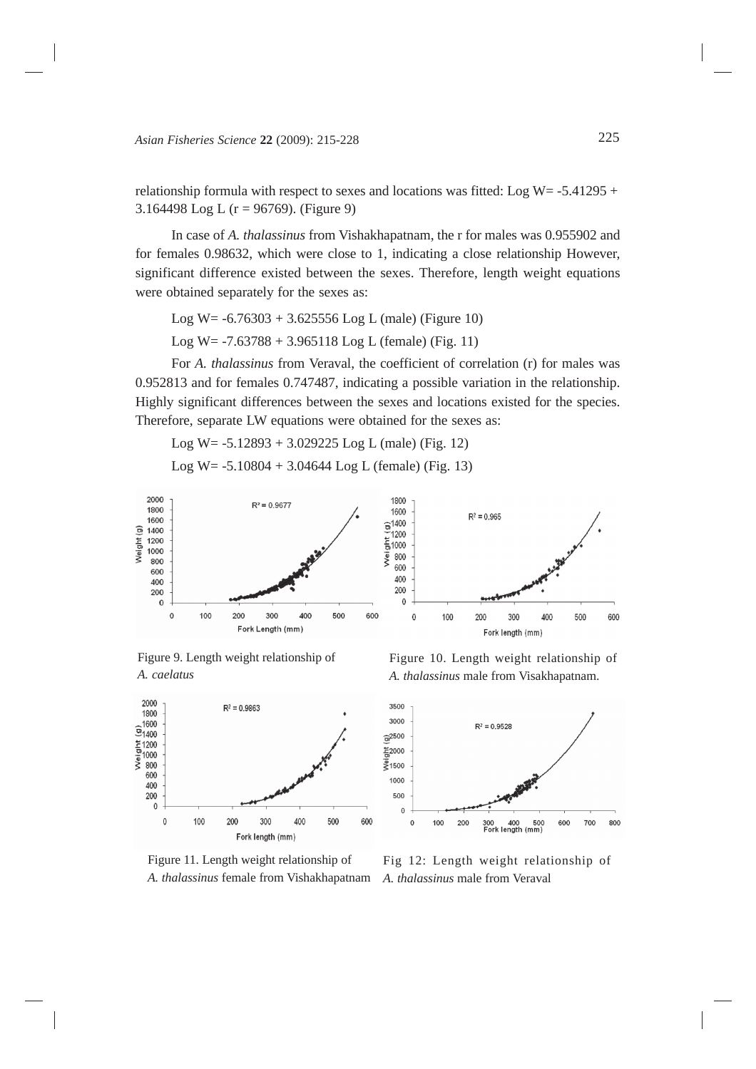relationship formula with respect to sexes and locations was fitted: Log W= -5.41295 + 3.164498 Log L (r = 96769). (Figure 9)

In case of *A. thalassinus* from Vishakhapatnam, the r for males was 0.955902 and for females 0.98632, which were close to 1, indicating a close relationship However, significant difference existed between the sexes. Therefore, length weight equations were obtained separately for the sexes as:

Log W= -6.76303 + 3.625556 Log L (male) (Figure 10)

Log W= -7.63788 + 3.965118 Log L (female) (Fig. 11)

For *A. thalassinus* from Veraval, the coefficient of correlation (r) for males was 0.952813 and for females 0.747487, indicating a possible variation in the relationship. Highly significant differences between the sexes and locations existed for the species. Therefore, separate LW equations were obtained for the sexes as:

Log W= -5.12893 + 3.029225 Log L (male) (Fig. 12)

Log W= -5.10804 + 3.04644 Log L (female) (Fig. 13)

Figure 9. Length weight relationship of *A. caelatus*

Figure 10. Length weight relationship of *A. thalassinus* male from Visakhapatnam.

Figure 11. Length weight relationship of *A. thalassinus* female from Vishakhapatnam

Fig 12: Length weight relationship of *A. thalassinus* male from Veraval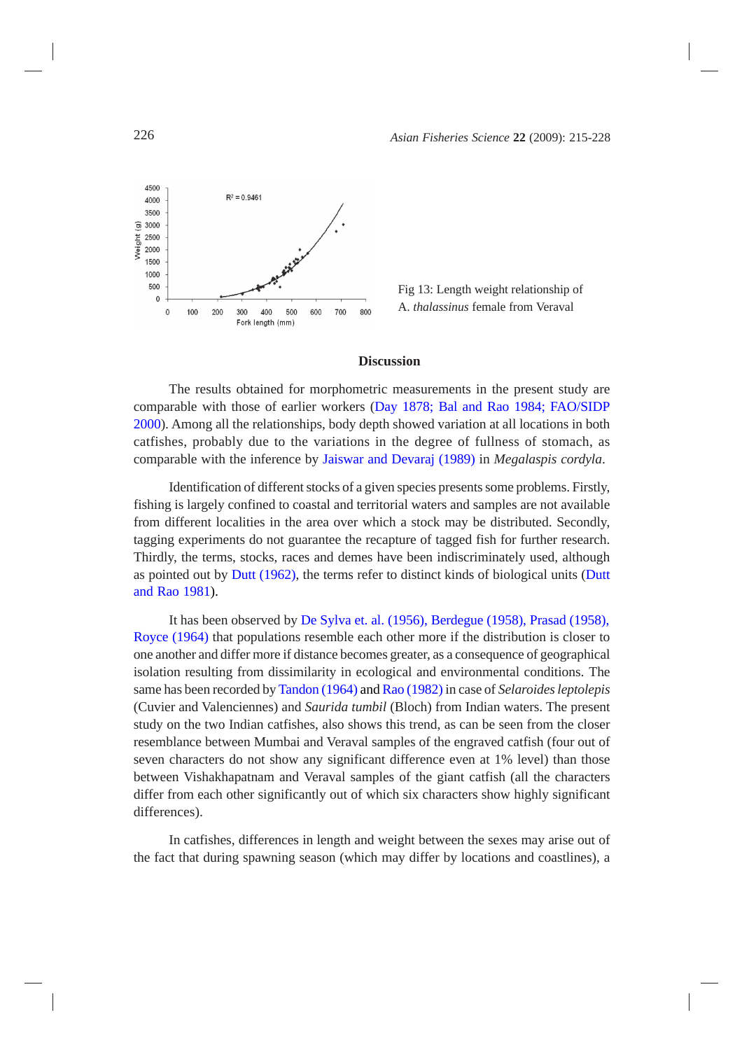Fig 13: Length weight relationship of A. *thalassinus* female from Veraval

## Discussion

The results obtained for morphometric measurements in the present study are comparable with those of earlier workers (Day 1878; Bal and Rao 1984; FAO/SIDP 2000). Among all the relationships, body depth showed variation at all locations in both catfishes, probably due to the variations in the degree of fullness of stomach, as comparable with the inference by Jaiswar and Devaraj (1989) in *Megalaspis cordyla*.

Identification of different stocks of a given species presents some problems. Firstly, fishing is largely confined to coastal and territorial waters and samples are not available from different localities in the area over which a stock may be distributed. Secondly, tagging experiments do not guarantee the recapture of tagged fish for further research. Thirdly, the terms, stocks, races and demes have been indiscriminately used, although as pointed out by Dutt (1962), the terms refer to distinct kinds of biological units (Dutt and Rao 1981).

It has been observed by De Sylva et. al. (1956), Berdegue (1958), Prasad (1958), Royce (1964) that populations resemble each other more if the distribution is closer to one another and differ more if distance becomes greater, as a consequence of geographical isolation resulting from dissimilarity in ecological and environmental conditions. The same has been recorded by Tandon (1964) and Rao (1982) in case of *Selaroides leptolepis* (Cuvier and Valenciennes) and *Saurida tumbil* (Bloch) from Indian waters. The present study on the two Indian catfishes, also shows this trend, as can be seen from the closer resemblance between Mumbai and Veraval samples of the engraved catfish (four out of seven characters do not show any significant difference even at 1% level) than those between Vishakhapatnam and Veraval samples of the giant catfish (all the characters differ from each other significantly out of which six characters show highly significant differences).

In catfishes, differences in length and weight between the sexes may arise out of the fact that during spawning season (which may differ by locations and coastlines), a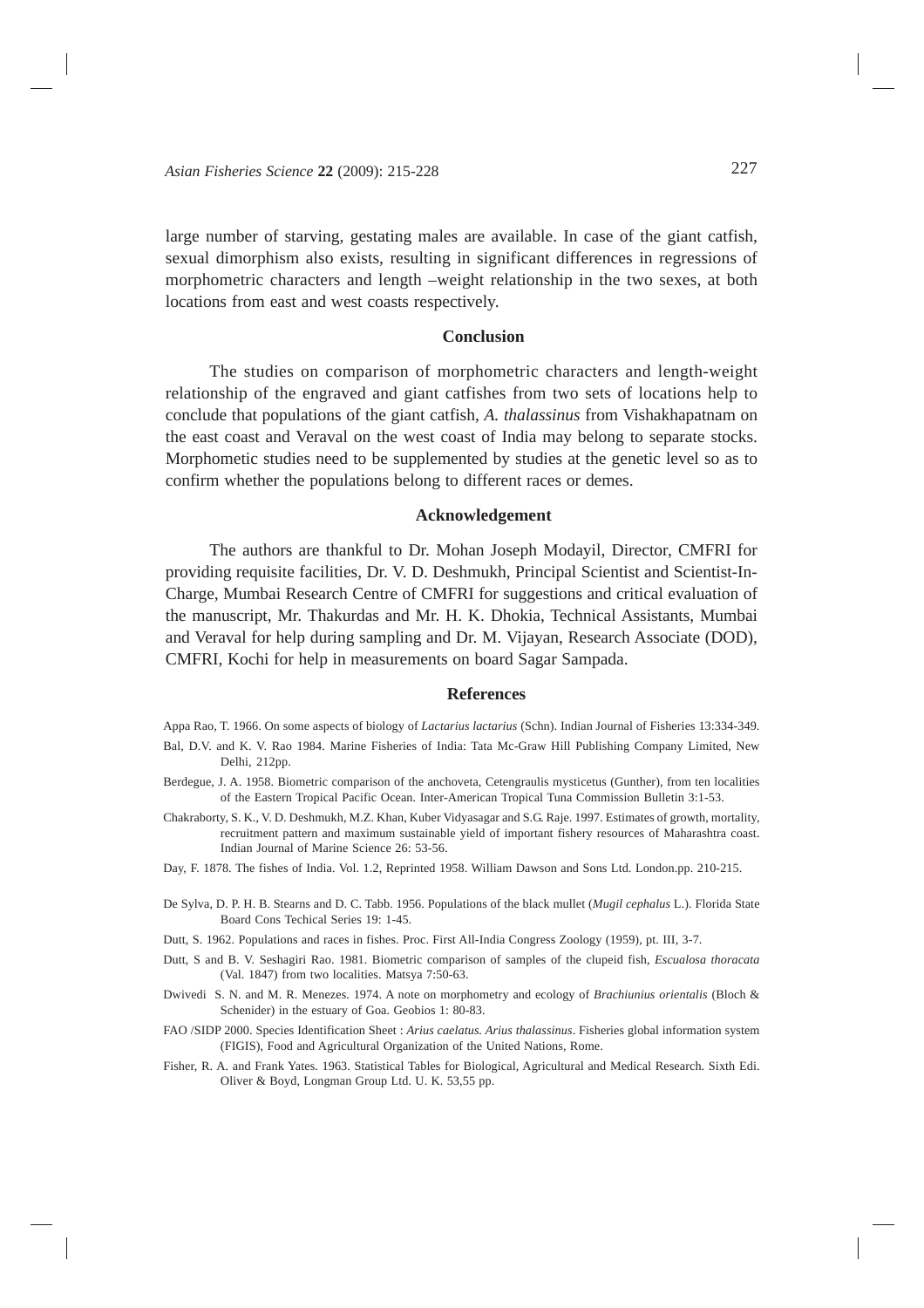large number of starving, gestating males are available. In case of the giant catfish, sexual dimorphism also exists, resulting in significant differences in regressions of morphometric characters and length –weight relationship in the two sexes, at both locations from east and west coasts respectively.

## Conclusion

The studies on comparison of morphometric characters and length-weight relationship of the engraved and giant catfishes from two sets of locations help to conclude that populations of the giant catfish, *A. thalassinus* from Vishakhapatnam on the east coast and Veraval on the west coast of India may belong to separate stocks. Morphometic studies need to be supplemented by studies at the genetic level so as to confirm whether the populations belong to different races or demes.

## Acknowledgement

The authors are thankful to Dr. Mohan Joseph Modayil, Director, CMFRI for providing requisite facilities, Dr. V. D. Deshmukh, Principal Scientist and Scientist-In-Charge, Mumbai Research Centre of CMFRI for suggestions and critical evaluation of the manuscript, Mr. Thakurdas and Mr. H. K. Dhokia, Technical Assistants, Mumbai and Veraval for help during sampling and Dr. M. Vijayan, Research Associate (DOD), CMFRI, Kochi for help in measurements on board Sagar Sampada.

## References

Appa Rao, T. 1966. On some aspects of biology of *Lactarius lactarius* (Schn). Indian Journal of Fisheries 13:334-349.

Bal, D.V. and K. V. Rao 1984. Marine Fisheries of India: Tata Mc-Graw Hill Publishing Company Limited, New Delhi, 212pp.

Berdegue, J. A. 1958. Biometric comparison of the anchoveta, Cetengraulis mysticetus (Gunther), from ten localities of the Eastern Tropical Pacific Ocean. Inter-American Tropical Tuna Commission Bulletin 3:1-53.

Chakraborty, S. K., V. D. Deshmukh, M.Z. Khan, Kuber Vidyasagar and S.G. Raje. 1997. Estimates of growth, mortality, recruitment pattern and maximum sustainable yield of important fishery resources of Maharashtra coast. Indian Journal of Marine Science 26: 53-56.

Day, F. 1878. The fishes of India. Vol. 1.2, Reprinted 1958. William Dawson and Sons Ltd. London.pp. 210-215.

De Sylva, D. P. H. B. Stearns and D. C. Tabb. 1956. Populations of the black mullet (*Mugil cephalus* L.). Florida State Board Cons Techical Series 19: 1-45.

Dutt, S. 1962. Populations and races in fishes. Proc. First All-India Congress Zoology (1959), pt. III, 3-7.

Dutt, S and B. V. Seshagiri Rao. 1981. Biometric comparison of samples of the clupeid fish, *Escualosa thoracata* (Val. 1847) from two localities. Matsya 7:50-63.

Dwivedi S. N. and M. R. Menezes. 1974. A note on morphometry and ecology of *Brachiunius orientalis* (Bloch & Schenider) in the estuary of Goa. Geobios 1: 80-83.

FAO /SIDP 2000. Species Identification Sheet : *Arius caelatus. Arius thalassinus*. Fisheries global information system (FIGIS), Food and Agricultural Organization of the United Nations, Rome.

Fisher, R. A. and Frank Yates. 1963. Statistical Tables for Biological, Agricultural and Medical Research. Sixth Edi. Oliver & Boyd, Longman Group Ltd. U. K. 53,55 pp.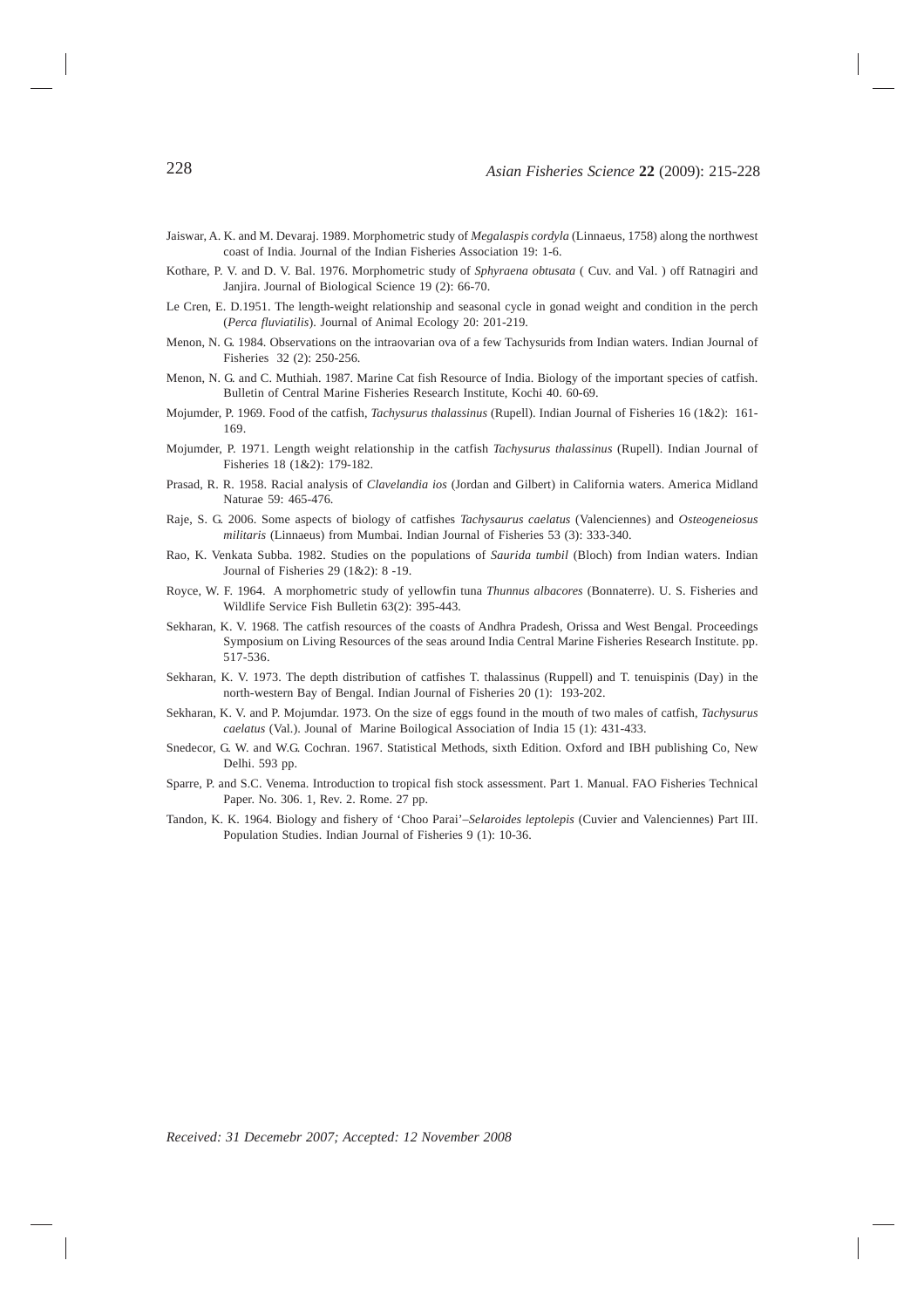Jaiswar, A. K. and M. Devaraj. 1989. Morphometric study of *Megalaspis cordyla* (Linnaeus, 1758) along the northwest coast of India. Journal of the Indian Fisheries Association 19: 1-6.

Kothare, P. V. and D. V. Bal. 1976. Morphometric study of *Sphyraena obtusata* ( Cuv. and Val. ) off Ratnagiri and Janjira. Journal of Biological Science 19 (2): 66-70.

Le Cren, E. D.1951. The length-weight relationship and seasonal cycle in gonad weight and condition in the perch (*Perca fluviatilis*). Journal of Animal Ecology 20: 201-219.

Menon, N. G. 1984. Observations on the intraovarian ova of a few Tachysurids from Indian waters. Indian Journal of Fisheries 32 (2): 250-256.

Menon, N. G. and C. Muthiah. 1987. Marine Cat fish Resource of India. Biology of the important species of catfish. Bulletin of Central Marine Fisheries Research Institute, Kochi 40. 60-69.

Mojumder, P. 1969. Food of the catfish, *Tachysurus thalassinus* (Rupell). Indian Journal of Fisheries 16 (1&2): 161-169.

Mojumder, P. 1971. Length weight relationship in the catfish *Tachysurus thalassinus* (Rupell). Indian Journal of Fisheries 18 (1&2): 179-182.

Prasad, R. R. 1958. Racial analysis of *Clavelandia ios* (Jordan and Gilbert) in California waters. America Midland Naturae 59: 465-476.

Raje, S. G. 2006. Some aspects of biology of catfishes *Tachysaurus caelatus* (Valenciennes) and *Osteogeneiosus militaris* (Linnaeus) from Mumbai. Indian Journal of Fisheries 53 (3): 333-340.

Rao, K. Venkata Subba. 1982. Studies on the populations of *Saurida tumbil* (Bloch) from Indian waters. Indian Journal of Fisheries 29 (1&2): 8 -19.

Royce, W. F. 1964. A morphometric study of yellowfin tuna *Thunnus albacores* (Bonnaterre). U. S. Fisheries and Wildlife Service Fish Bulletin 63(2): 395-443.

Sekharan, K. V. 1968. The catfish resources of the coasts of Andhra Pradesh, Orissa and West Bengal. Proceedings Symposium on Living Resources of the seas around India Central Marine Fisheries Research Institute. pp. 517-536.

Sekharan, K. V. 1973. The depth distribution of catfishes T. thalassinus (Ruppell) and T. tenuispinis (Day) in the north-western Bay of Bengal. Indian Journal of Fisheries 20 (1): 193-202.

Sekharan, K. V. and P. Mojumdar. 1973. On the size of eggs found in the mouth of two males of catfish, *Tachysurus caelatus* (Val.). Jounal of Marine Boilogical Association of India 15 (1): 431-433.

Snedecor, G. W. and W.G. Cochran. 1967. Statistical Methods, sixth Edition. Oxford and IBH publishing Co, New Delhi. 593 pp.

Sparre, P. and S.C. Venema. Introduction to tropical fish stock assessment. Part 1. Manual. FAO Fisheries Technical Paper. No. 306. 1, Rev. 2. Rome. 27 pp.

Tandon, K. K. 1964. Biology and fishery of 'Choo Parai'–*Selaroides leptolepis* (Cuvier and Valenciennes) Part III. Population Studies. Indian Journal of Fisheries 9 (1): 10-36.

*Received: 31 Decemebr 2007; Accepted: 12 November 2008*